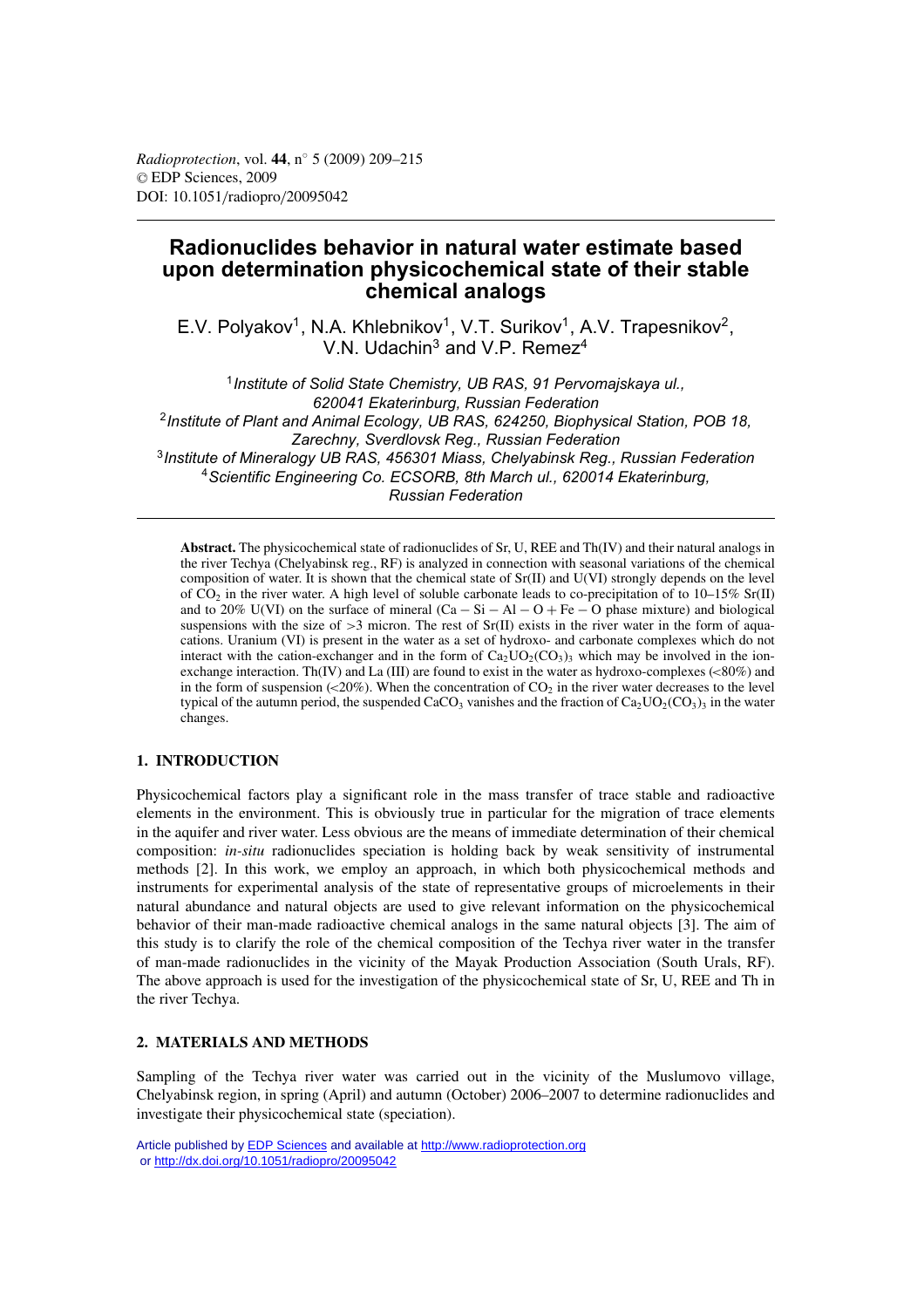# Radionuclides behavior in natural water estimate based upon determination physicochemical state of their stable chemical analogs

E.V. Polyakov[1], N.A. Khlebnikov[1], V.T. Surikov[1], A.V. Trapesnikov[2], V.N. Udachin[3] and V.P. Remez[4]

[1]*Institute of Solid State Chemistry, UB RAS, 91 Pervomajskaya ul., 620041 Ekaterinburg, Russian Federation*
[2]*Institute of Plant and Animal Ecology, UB RAS, 624250, Biophysical Station, POB 18, Zarechny, Sverdlovsk Reg., Russian Federation*
[3]*Institute of Mineralogy UB RAS, 456301 Miass, Chelyabinsk Reg., Russian Federation*
[4]*Scientific Engineering Co. ECSORB, 8th March ul., 620014 Ekaterinburg, Russian Federation*

**Abstract.** The physicochemical state of radionuclides of Sr, U, REE and Th(IV) and their natural analogs in the river Techya (Chelyabinsk reg., RF) is analyzed in connection with seasonal variations of the chemical composition of water. It is shown that the chemical state of Sr(II) and U(VI) strongly depends on the level of $CO_2$ in the river water. A high level of soluble carbonate leads to co-precipitation of to 10–15% Sr(II) and to 20% U(VI) on the surface of mineral ($Ca - Si - Al - O + Fe - O$ phase mixture) and biological suspensions with the size of >3 micron. The rest of Sr(II) exists in the river water in the form of aqua-cations. Uranium (VI) is present in the water as a set of hydroxo- and carbonate complexes which do not interact with the cation-exchanger and in the form of $Ca_2UO_2(CO_3)_3$ which may be involved in the ion-exchange interaction. Th(IV) and La (III) are found to exist in the water as hydroxo-complexes (<80%) and in the form of suspension (<20%). When the concentration of $CO_2$ in the river water decreases to the level typical of the autumn period, the suspended $CaCO_3$ vanishes and the fraction of $Ca_2UO_2(CO_3)_3$ in the water changes.

## 1. INTRODUCTION

Physicochemical factors play a significant role in the mass transfer of trace stable and radioactive elements in the environment. This is obviously true in particular for the migration of trace elements in the aquifer and river water. Less obvious are the means of immediate determination of their chemical composition: *in-situ* radionuclides speciation is holding back by weak sensitivity of instrumental methods [2]. In this work, we employ an approach, in which both physicochemical methods and instruments for experimental analysis of the state of representative groups of microelements in their natural abundance and natural objects are used to give relevant information on the physicochemical behavior of their man-made radioactive chemical analogs in the same natural objects [3]. The aim of this study is to clarify the role of the chemical composition of the Techya river water in the transfer of man-made radionuclides in the vicinity of the Mayak Production Association (South Urals, RF). The above approach is used for the investigation of the physicochemical state of Sr, U, REE and Th in the river Techya.

## 2. MATERIALS AND METHODS

Sampling of the Techya river water was carried out in the vicinity of the Muslumovo village, Chelyabinsk region, in spring (April) and autumn (October) 2006–2007 to determine radionuclides and investigate their physicochemical state (speciation).

Article published by EDP Sciences and available at http://www.radioprotection.org or http://dx.doi.org/10.1051/radiopro/20095042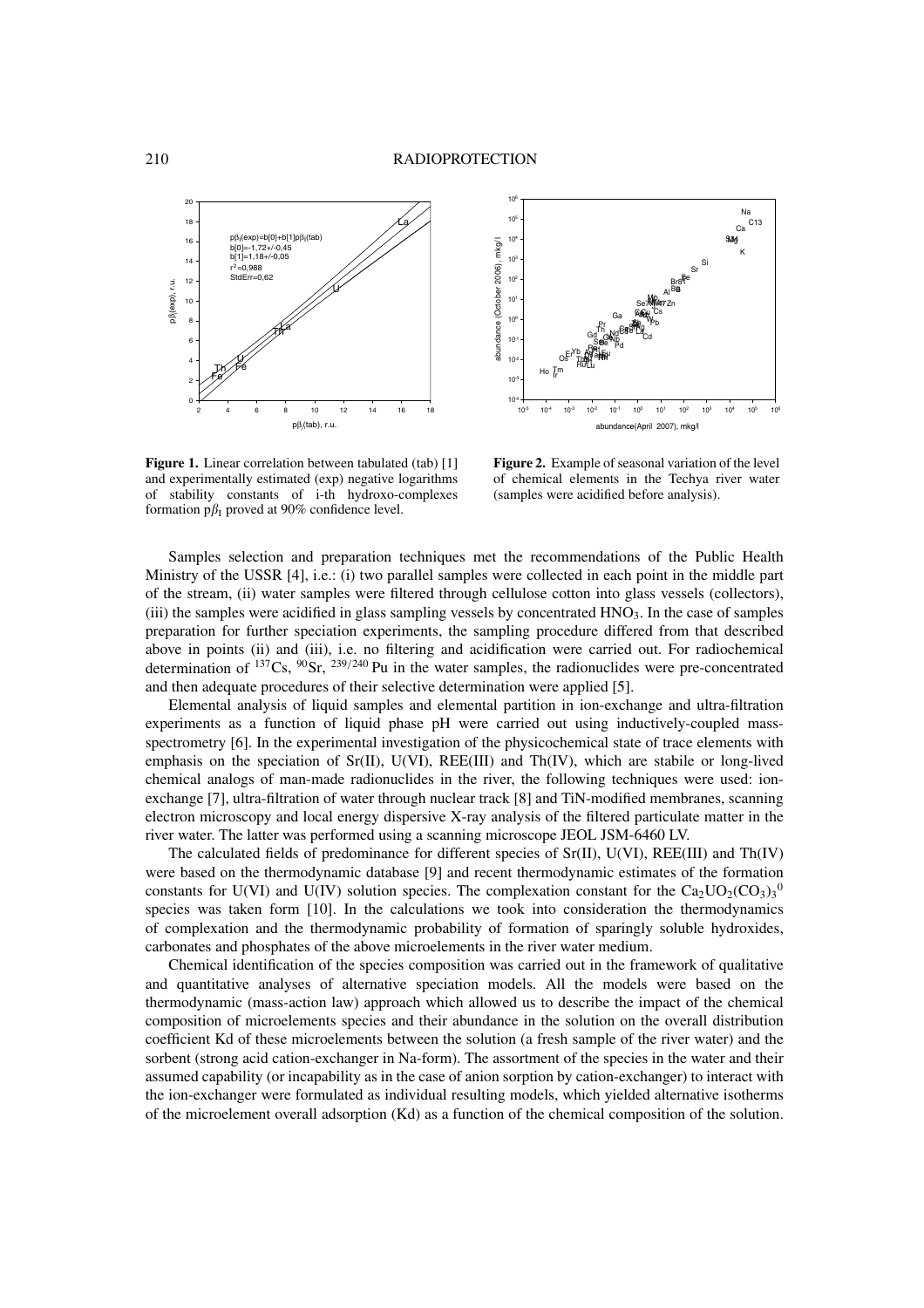$p\beta_i(exp)=b[0]+b[1]p\beta_i(tab)$
b[0]=-1,72+/-0,45
b[1]=1,18+/-0,05
$r^2$=0,988
StdErr=0,62

$p\beta_i(exp)$, r.u.

$p\beta_i(tab)$, r.u.

**Figure 1.** Linear correlation between tabulated (tab) [1] and experimentally estimated (exp) negative logarithms of stability constants of i-th hydroxo-complexes formation $p\beta_1$ proved at 90% confidence level.

abundance (October 2006), mkg/l

abundance(April 2007), mkg/l

**Figure 2.** Example of seasonal variation of the level of chemical elements in the Techya river water (samples were acidified before analysis).

Samples selection and preparation techniques met the recommendations of the Public Health Ministry of the USSR [4], i.e.: (i) two parallel samples were collected in each point in the middle part of the stream, (ii) water samples were filtered through cellulose cotton into glass vessels (collectors), (iii) the samples were acidified in glass sampling vessels by concentrated $HNO_3$. In the case of samples preparation for further speciation experiments, the sampling procedure differed from that described above in points (ii) and (iii), i.e. no filtering and acidification were carried out. For radiochemical determination of $^{137}$Cs, $^{90}$Sr, $^{239/240}$Pu in the water samples, the radionuclides were pre-concentrated and then adequate procedures of their selective determination were applied [5].

Elemental analysis of liquid samples and elemental partition in ion-exchange and ultra-filtration experiments as a function of liquid phase pH were carried out using inductively-coupled mass-spectrometry [6]. In the experimental investigation of the physicochemical state of trace elements with emphasis on the speciation of Sr(II), U(VI), REE(III) and Th(IV), which are stabile or long-lived chemical analogs of man-made radionuclides in the river, the following techniques were used: ion-exchange [7], ultra-filtration of water through nuclear track [8] and TiN-modified membranes, scanning electron microscopy and local energy dispersive X-ray analysis of the filtered particulate matter in the river water. The latter was performed using a scanning microscope JEOL JSM-6460 LV.

The calculated fields of predominance for different species of Sr(II), U(VI), REE(III) and Th(IV) were based on the thermodynamic database [9] and recent thermodynamic estimates of the formation constants for U(VI) and U(IV) solution species. The complexation constant for the $Ca_2UO_2(CO_3)_3^0$ species was taken form [10]. In the calculations we took into consideration the thermodynamics of complexation and the thermodynamic probability of formation of sparingly soluble hydroxides, carbonates and phosphates of the above microelements in the river water medium.

Chemical identification of the species composition was carried out in the framework of qualitative and quantitative analyses of alternative speciation models. All the models were based on the thermodynamic (mass-action law) approach which allowed us to describe the impact of the chemical composition of microelements species and their abundance in the solution on the overall distribution coefficient Kd of these microelements between the solution (a fresh sample of the river water) and the sorbent (strong acid cation-exchanger in Na-form). The assortment of the species in the water and their assumed capability (or incapability as in the case of anion sorption by cation-exchanger) to interact with the ion-exchanger were formulated as individual resulting models, which yielded alternative isotherms of the microelement overall adsorption (Kd) as a function of the chemical composition of the solution.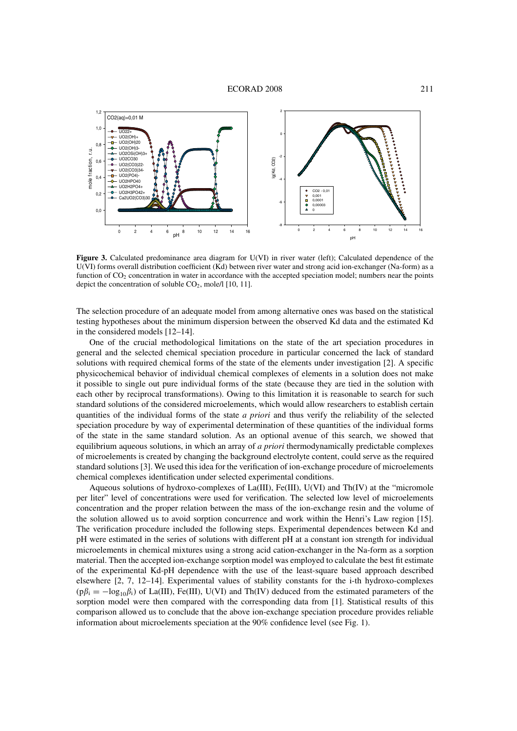**Figure 3.** Calculated predominance area diagram for U(VI) in river water (left); Calculated dependence of the U(VI) forms overall distribution coefficient (Kd) between river water and strong acid ion-exchanger (Na-form) as a function of $CO_2$ concentration in water in accordance with the accepted speciation model; numbers near the points depict the concentration of soluble $CO_2$, mole/l [10, 11].

The selection procedure of an adequate model from among alternative ones was based on the statistical testing hypotheses about the minimum dispersion between the observed Kd data and the estimated Kd in the considered models [12–14].

One of the crucial methodological limitations on the state of the art speciation procedures in general and the selected chemical speciation procedure in particular concerned the lack of standard solutions with required chemical forms of the state of the elements under investigation [2]. A specific physicochemical behavior of individual chemical complexes of elements in a solution does not make it possible to single out pure individual forms of the state (because they are tied in the solution with each other by reciprocal transformations). Owing to this limitation it is reasonable to search for such standard solutions of the considered microelements, which would allow researchers to establish certain quantities of the individual forms of the state *a priori* and thus verify the reliability of the selected speciation procedure by way of experimental determination of these quantities of the individual forms of the state in the same standard solution. As an optional avenue of this search, we showed that equilibrium aqueous solutions, in which an array of *a priori* thermodynamically predictable complexes of microelements is created by changing the background electrolyte content, could serve as the required standard solutions [3]. We used this idea for the verification of ion-exchange procedure of microelements chemical complexes identification under selected experimental conditions.

Aqueous solutions of hydroxo-complexes of La(III), Fe(III), U(VI) and Th(IV) at the "micromole per liter" level of concentrations were used for verification. The selected low level of microelements concentration and the proper relation between the mass of the ion-exchange resin and the volume of the solution allowed us to avoid sorption concurrence and work within the Henri's Law region [15]. The verification procedure included the following steps. Experimental dependences between Kd and pH were estimated in the series of solutions with different pH at a constant ion strength for individual microelements in chemical mixtures using a strong acid cation-exchanger in the Na-form as a sorption material. Then the accepted ion-exchange sorption model was employed to calculate the best fit estimate of the experimental Kd-pH dependence with the use of the least-square based approach described elsewhere [2, 7, 12–14]. Experimental values of stability constants for the i-th hydroxo-complexes ($p\beta_i = -\log_{10}\beta_i$) of La(III), Fe(III), U(VI) and Th(IV) deduced from the estimated parameters of the sorption model were then compared with the corresponding data from [1]. Statistical results of this comparison allowed us to conclude that the above ion-exchange speciation procedure provides reliable information about microelements speciation at the 90% confidence level (see Fig. 1).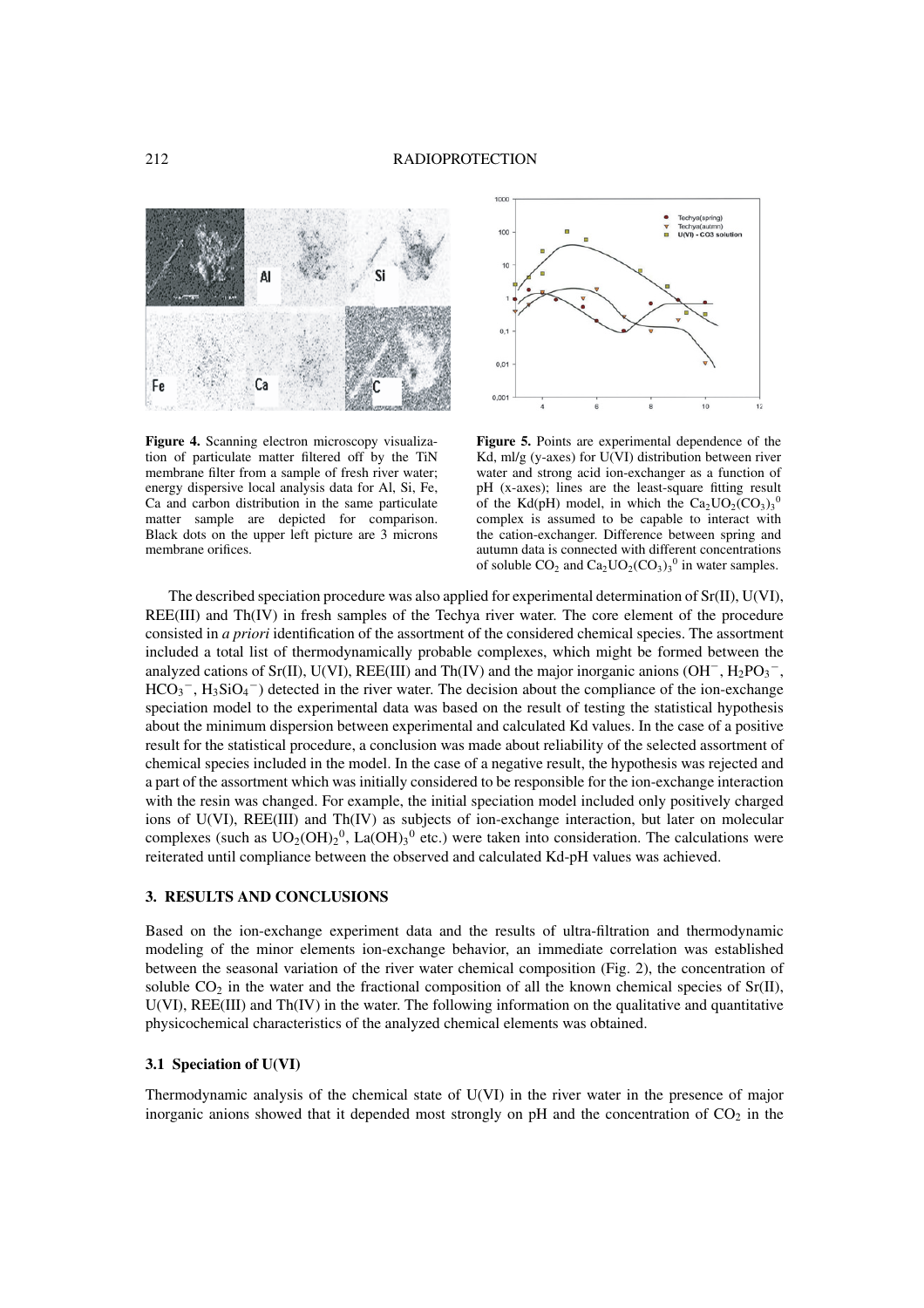Al

Si

Fe

Ca

C

**Figure 4.** Scanning electron microscopy visualization of particulate matter filtered off by the TiN membrane filter from a sample of fresh river water; energy dispersive local analysis data for Al, Si, Fe, Ca and carbon distribution in the same particulate matter sample are depicted for comparison. Black dots on the upper left picture are 3 microns membrane orifices.

1000
100
10
1
0,1
0,01
0,001

4
6
8
10
12

Techya(spring)
Techya(autmn)
U(VI) - CO3 solution

**Figure 5.** Points are experimental dependence of the Kd, ml/g (y-axes) for U(VI) distribution between river water and strong acid ion-exchanger as a function of pH (x-axes); lines are the least-square fitting result of the Kd(pH) model, in which the $Ca_2UO_2(CO_3)_3^0$ complex is assumed to be capable to interact with the cation-exchanger. Difference between spring and autumn data is connected with different concentrations of soluble $CO_2$ and $Ca_2UO_2(CO_3)_3^0$ in water samples.

The described speciation procedure was also applied for experimental determination of Sr(II), U(VI), REE(III) and Th(IV) in fresh samples of the Techya river water. The core element of the procedure consisted in *a priori* identification of the assortment of the considered chemical species. The assortment included a total list of thermodynamically probable complexes, which might be formed between the analyzed cations of Sr(II), U(VI), REE(III) and Th(IV) and the major inorganic anions ($OH^-$, $H_2PO_3^-$, $HCO_3^-$, $H_3SiO_4^-$) detected in the river water. The decision about the compliance of the ion-exchange speciation model to the experimental data was based on the result of testing the statistical hypothesis about the minimum dispersion between experimental and calculated Kd values. In the case of a positive result for the statistical procedure, a conclusion was made about reliability of the selected assortment of chemical species included in the model. In the case of a negative result, the hypothesis was rejected and a part of the assortment which was initially considered to be responsible for the ion-exchange interaction with the resin was changed. For example, the initial speciation model included only positively charged ions of U(VI), REE(III) and Th(IV) as subjects of ion-exchange interaction, but later on molecular complexes (such as $UO_2(OH)_2^0$, $La(OH)_3^0$ etc.) were taken into consideration. The calculations were reiterated until compliance between the observed and calculated Kd-pH values was achieved.

## 3. RESULTS AND CONCLUSIONS

Based on the ion-exchange experiment data and the results of ultra-filtration and thermodynamic modeling of the minor elements ion-exchange behavior, an immediate correlation was established between the seasonal variation of the river water chemical composition (Fig. 2), the concentration of soluble $CO_2$ in the water and the fractional composition of all the known chemical species of Sr(II), U(VI), REE(III) and Th(IV) in the water. The following information on the qualitative and quantitative physicochemical characteristics of the analyzed chemical elements was obtained.

### 3.1 Speciation of U(VI)

Thermodynamic analysis of the chemical state of U(VI) in the river water in the presence of major inorganic anions showed that it depended most strongly on pH and the concentration of $CO_2$ in the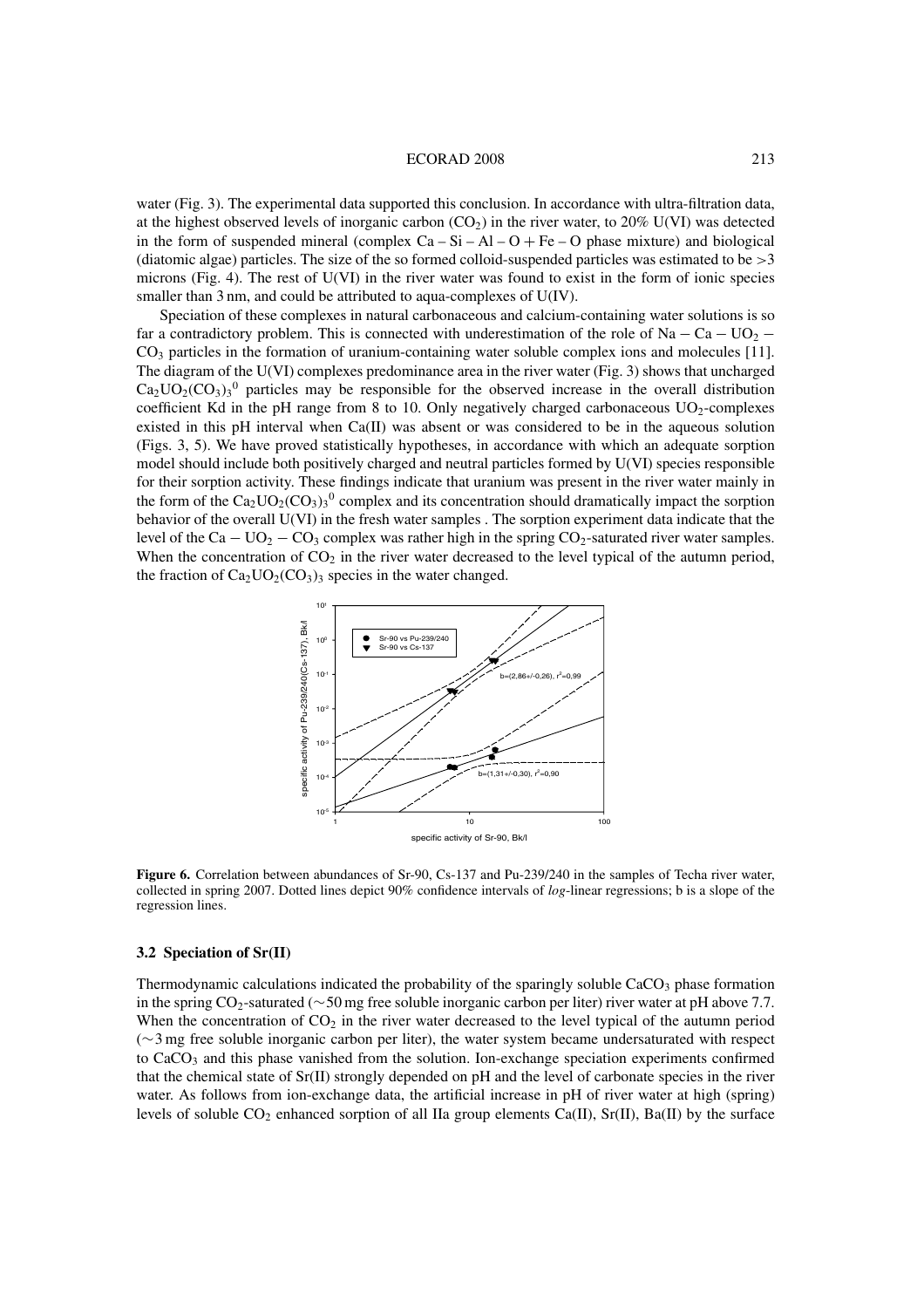water (Fig. 3). The experimental data supported this conclusion. In accordance with ultra-filtration data, at the highest observed levels of inorganic carbon ($CO_2$) in the river water, to 20% U(VI) was detected in the form of suspended mineral (complex Ca – Si – Al – O + Fe – O phase mixture) and biological (diatomic algae) particles. The size of the so formed colloid-suspended particles was estimated to be >3 microns (Fig. 4). The rest of U(VI) in the river water was found to exist in the form of ionic species smaller than 3 nm, and could be attributed to aqua-complexes of U(IV).

Speciation of these complexes in natural carbonaceous and calcium-containing water solutions is so far a contradictory problem. This is connected with underestimation of the role of $Na - Ca - UO_2 - CO_3$ particles in the formation of uranium-containing water soluble complex ions and molecules [11]. The diagram of the U(VI) complexes predominance area in the river water (Fig. 3) shows that uncharged $Ca_2UO_2(CO_3)_3{}^0$ particles may be responsible for the observed increase in the overall distribution coefficient Kd in the pH range from 8 to 10. Only negatively charged carbonaceous $UO_2$-complexes existed in this pH interval when Ca(II) was absent or was considered to be in the aqueous solution (Figs. 3, 5). We have proved statistically hypotheses, in accordance with which an adequate sorption model should include both positively charged and neutral particles formed by U(VI) species responsible for their sorption activity. These findings indicate that uranium was present in the river water mainly in the form of the $Ca_2UO_2(CO_3)_3{}^0$ complex and its concentration should dramatically impact the sorption behavior of the overall U(VI) in the fresh water samples . The sorption experiment data indicate that the level of the $Ca - UO_2 - CO_3$ complex was rather high in the spring $CO_2$-saturated river water samples. When the concentration of $CO_2$ in the river water decreased to the level typical of the autumn period, the fraction of $Ca_2UO_2(CO_3)_3$ species in the water changed.

Sr-90 vs Pu-239/240
Sr-90 vs Cs-137
b=(2,86+/-0,26), r²=0,99
b=(1,31+/-0,30), r²=0,90
specific activity of Pu-239/240(Cs-137), Bk/l
specific activity of Sr-90, Bk/l

**Figure 6.** Correlation between abundances of Sr-90, Cs-137 and Pu-239/240 in the samples of Techa river water, collected in spring 2007. Dotted lines depict 90% confidence intervals of *log*-linear regressions; b is a slope of the regression lines.

### 3.2 Speciation of Sr(II)

Thermodynamic calculations indicated the probability of the sparingly soluble $CaCO_3$ phase formation in the spring $CO_2$-saturated (~50 mg free soluble inorganic carbon per liter) river water at pH above 7.7. When the concentration of $CO_2$ in the river water decreased to the level typical of the autumn period (~3 mg free soluble inorganic carbon per liter), the water system became undersaturated with respect to $CaCO_3$ and this phase vanished from the solution. Ion-exchange speciation experiments confirmed that the chemical state of Sr(II) strongly depended on pH and the level of carbonate species in the river water. As follows from ion-exchange data, the artificial increase in pH of river water at high (spring) levels of soluble $CO_2$ enhanced sorption of all IIa group elements Ca(II), Sr(II), Ba(II) by the surface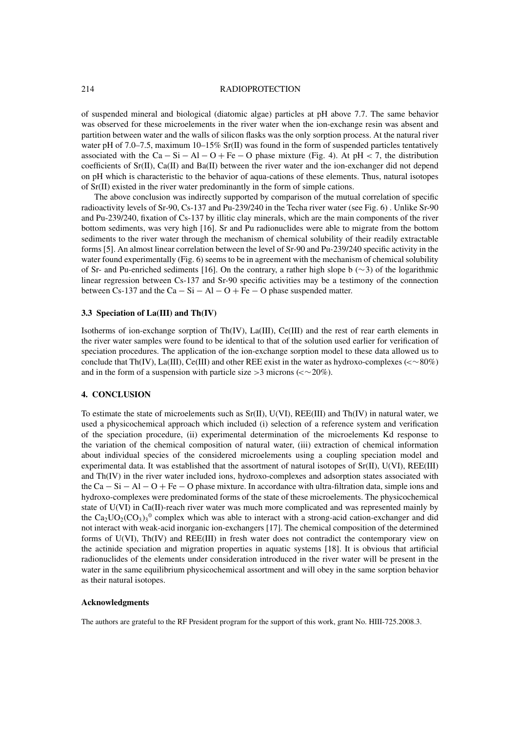of suspended mineral and biological (diatomic algae) particles at pH above 7.7. The same behavior was observed for these microelements in the river water when the ion-exchange resin was absent and partition between water and the walls of silicon flasks was the only sorption process. At the natural river water pH of 7.0–7.5, maximum 10–15% Sr(II) was found in the form of suspended particles tentatively associated with the $Ca - Si - Al - O + Fe - O$ phase mixture (Fig. 4). At pH $< 7$, the distribution coefficients of Sr(II), Ca(II) and Ba(II) between the river water and the ion-exchanger did not depend on pH which is characteristic to the behavior of aqua-cations of these elements. Thus, natural isotopes of Sr(II) existed in the river water predominantly in the form of simple cations.

The above conclusion was indirectly supported by comparison of the mutual correlation of specific radioactivity levels of Sr-90, Cs-137 and Pu-239/240 in the Techa river water (see Fig. 6) . Unlike Sr-90 and Pu-239/240, fixation of Cs-137 by illitic clay minerals, which are the main components of the river bottom sediments, was very high [16]. Sr and Pu radionuclides were able to migrate from the bottom sediments to the river water through the mechanism of chemical solubility of their readily extractable forms [5]. An almost linear correlation between the level of Sr-90 and Pu-239/240 specific activity in the water found experimentally (Fig. 6) seems to be in agreement with the mechanism of chemical solubility of Sr- and Pu-enriched sediments [16]. On the contrary, a rather high slope b ($\sim$3) of the logarithmic linear regression between Cs-137 and Sr-90 specific activities may be a testimony of the connection between Cs-137 and the $Ca - Si - Al - O + Fe - O$ phase suspended matter.

### 3.3 Speciation of La(III) and Th(IV)

Isotherms of ion-exchange sorption of Th(IV), La(III), Ce(III) and the rest of rear earth elements in the river water samples were found to be identical to that of the solution used earlier for verification of speciation procedures. The application of the ion-exchange sorption model to these data allowed us to conclude that Th(IV), La(III), Ce(III) and other REE exist in the water as hydroxo-complexes ($<\sim$80%) and in the form of a suspension with particle size $>$3 microns ($<\sim$20%).

## 4. CONCLUSION

To estimate the state of microelements such as Sr(II), U(VI), REE(III) and Th(IV) in natural water, we used a physicochemical approach which included (i) selection of a reference system and verification of the speciation procedure, (ii) experimental determination of the microelements Kd response to the variation of the chemical composition of natural water, (iii) extraction of chemical information about individual species of the considered microelements using a coupling speciation model and experimental data. It was established that the assortment of natural isotopes of Sr(II), U(VI), REE(III) and Th(IV) in the river water included ions, hydroxo-complexes and adsorption states associated with the $Ca - Si - Al - O + Fe - O$ phase mixture. In accordance with ultra-filtration data, simple ions and hydroxo-complexes were predominated forms of the state of these microelements. The physicochemical state of U(VI) in Ca(II)-reach river water was much more complicated and was represented mainly by the $Ca_2UO_2(CO_3)_3{}^0$ complex which was able to interact with a strong-acid cation-exchanger and did not interact with weak-acid inorganic ion-exchangers [17]. The chemical composition of the determined forms of U(VI), Th(IV) and REE(III) in fresh water does not contradict the contemporary view on the actinide speciation and migration properties in aquatic systems [18]. It is obvious that artificial radionuclides of the elements under consideration introduced in the river water will be present in the water in the same equilibrium physicochemical assortment and will obey in the same sorption behavior as their natural isotopes.

### Acknowledgments

The authors are grateful to the RF President program for the support of this work, grant No. HIII-725.2008.3.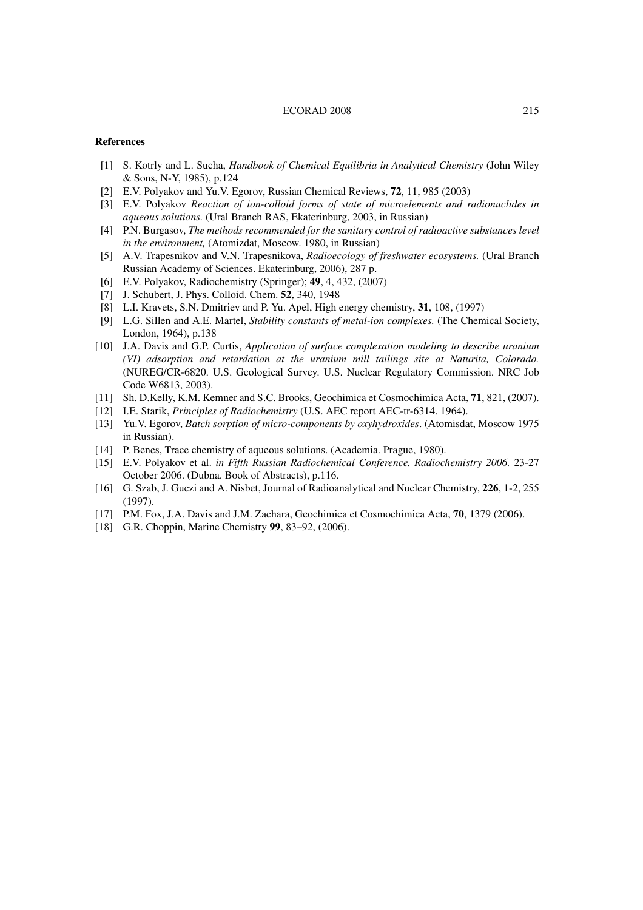## References

[1] S. Kotrly and L. Sucha, *Handbook of Chemical Equilibria in Analytical Chemistry* (John Wiley & Sons, N-Y, 1985), p.124

[2] E.V. Polyakov and Yu.V. Egorov, Russian Chemical Reviews, **72**, 11, 985 (2003)

[3] E.V. Polyakov *Reaction of ion-colloid forms of state of microelements and radionuclides in aqueous solutions.* (Ural Branch RAS, Ekaterinburg, 2003, in Russian)

[4] P.N. Burgasov, *The methods recommended for the sanitary control of radioactive substances level in the environment,* (Atomizdat, Moscow. 1980, in Russian)

[5] A.V. Trapesnikov and V.N. Trapesnikova, *Radioecology of freshwater ecosystems.* (Ural Branch Russian Academy of Sciences. Ekaterinburg, 2006), 287 p.

[6] E.V. Polyakov, Radiochemistry (Springer); **49**, 4, 432, (2007)

[7] J. Schubert, J. Phys. Colloid. Chem. **52**, 340, 1948

[8] L.I. Kravets, S.N. Dmitriev and P. Yu. Apel, High energy chemistry, **31**, 108, (1997)

[9] L.G. Sillen and A.E. Martel, *Stability constants of metal-ion complexes.* (The Chemical Society, London, 1964), p.138

[10] J.A. Davis and G.P. Curtis, *Application of surface complexation modeling to describe uranium (VI) adsorption and retardation at the uranium mill tailings site at Naturita, Colorado.* (NUREG/CR-6820. U.S. Geological Survey. U.S. Nuclear Regulatory Commission. NRC Job Code W6813, 2003).

[11] Sh. D.Kelly, K.M. Kemner and S.C. Brooks, Geochimica et Cosmochimica Acta, **71**, 821, (2007).

[12] I.E. Starik, *Principles of Radiochemistry* (U.S. AEC report AEC-tr-6314. 1964).

[13] Yu.V. Egorov, *Batch sorption of micro-components by oxyhydroxides*. (Atomisdat, Moscow 1975 in Russian).

[14] P. Benes, Trace chemistry of aqueous solutions. (Academia. Prague, 1980).

[15] E.V. Polyakov et al. *in Fifth Russian Radiochemical Conference. Radiochemistry 2006.* 23-27 October 2006. (Dubna. Book of Abstracts), p.116.

[16] G. Szab, J. Guczi and A. Nisbet, Journal of Radioanalytical and Nuclear Chemistry, **226**, 1-2, 255 (1997).

[17] P.M. Fox, J.A. Davis and J.M. Zachara, Geochimica et Cosmochimica Acta, **70**, 1379 (2006).

[18] G.R. Choppin, Marine Chemistry **99**, 83–92, (2006).